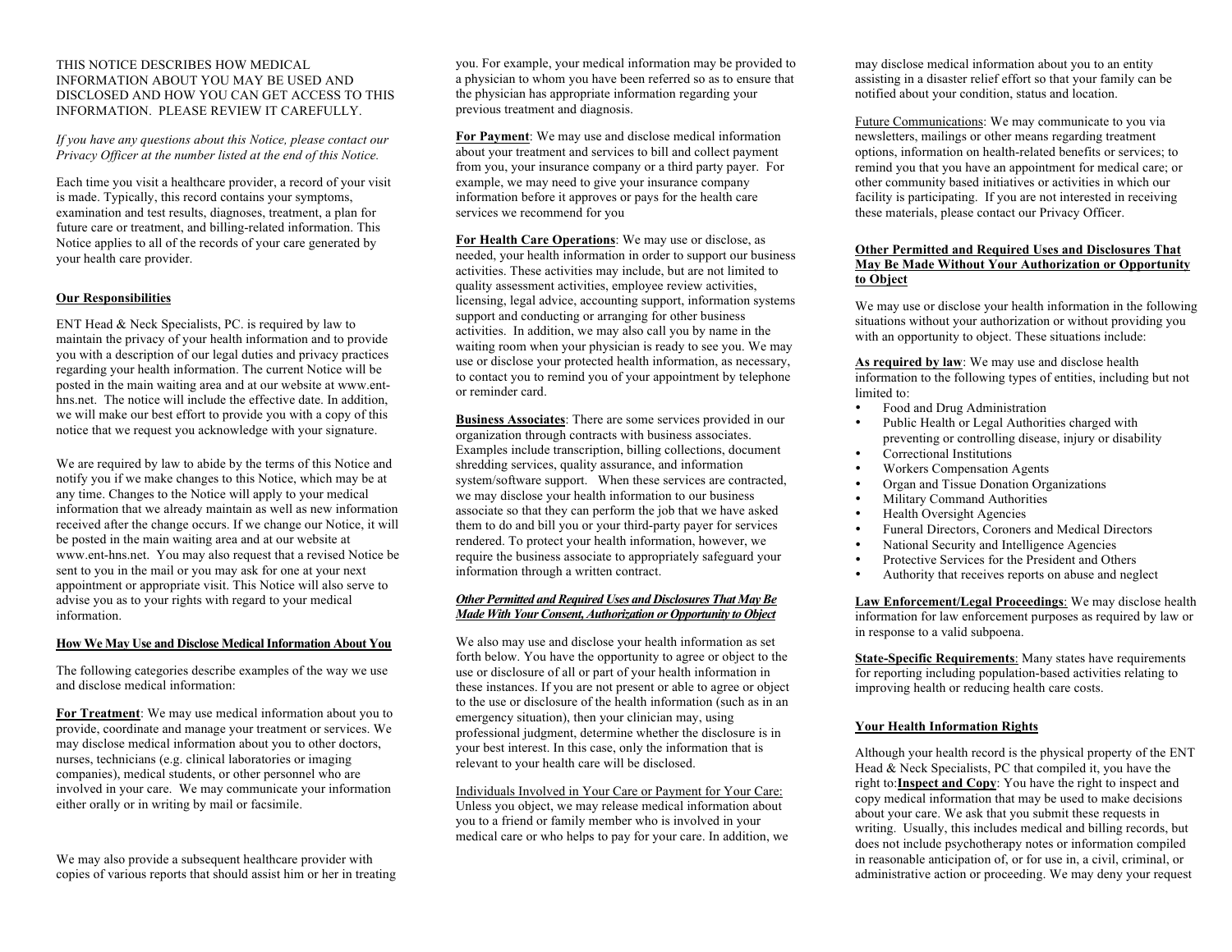THIS NOTICE DESCRIBES HOW MEDICAL INFORMATION ABOUT YOU MAY BE USED AND DISCLOSED AND HOW YOU CAN GET ACCESS TO THIS INFORMATION. PLEASE REVIEW IT CAREFULLY.

*If you have any questions about this Notice, please contact our Privacy Officer at the number listed at the end of this Notice.*

Each time you visit a healthcare provider, a record of your visit is made. Typically, this record contains your symptoms, examination and test results, diagnoses, treatment, a plan for future care or treatment, and billing-related information. This Notice applies to all of the records of your care generated by your health care provider.

## Our Responsibilities

ENT Head & Neck Specialists, PC. is required by law to maintain the privacy of your health information and to provide you with a description of our legal duties and privacy practices regarding your health information. The current Notice will be posted in the main waiting area and at our website at www.ent-hns.net. The notice will include the effective date. In addition, we will make our best effort to provide you with a copy of this notice that we request you acknowledge with your signature.

We are required by law to abide by the terms of this Notice and notify you if we make changes to this Notice, which may be at any time. Changes to the Notice will apply to your medical information that we already maintain as well as new information received after the change occurs. If we change our Notice, it will be posted in the main waiting area and at our website at www.ent-hns.net. You may also request that a revised Notice be sent to you in the mail or you may ask for one at your next appointment or appropriate visit. This Notice will also serve to advise you as to your rights with regard to your medical information.

## How We May Use and Disclose Medical Information About You

The following categories describe examples of the way we use and disclose medical information:

**For Treatment**: We may use medical information about you to provide, coordinate and manage your treatment or services. We may disclose medical information about you to other doctors, nurses, technicians (e.g. clinical laboratories or imaging companies), medical students, or other personnel who are involved in your care. We may communicate your information either orally or in writing by mail or facsimile.

We may also provide a subsequent healthcare provider with copies of various reports that should assist him or her in treating you. For example, your medical information may be provided to a physician to whom you have been referred so as to ensure that the physician has appropriate information regarding your previous treatment and diagnosis.

**For Payment**: We may use and disclose medical information about your treatment and services to bill and collect payment from you, your insurance company or a third party payer. For example, we may need to give your insurance company information before it approves or pays for the health care services we recommend for you

**For Health Care Operations**: We may use or disclose, as needed, your health information in order to support our business activities. These activities may include, but are not limited to quality assessment activities, employee review activities, licensing, legal advice, accounting support, information systems support and conducting or arranging for other business activities. In addition, we may also call you by name in the waiting room when your physician is ready to see you. We may use or disclose your protected health information, as necessary, to contact you to remind you of your appointment by telephone or reminder card.

**Business Associates**: There are some services provided in our organization through contracts with business associates. Examples include transcription, billing collections, document shredding services, quality assurance, and information system/software support. When these services are contracted, we may disclose your health information to our business associate so that they can perform the job that we have asked them to do and bill you or your third-party payer for services rendered. To protect your health information, however, we require the business associate to appropriately safeguard your information through a written contract.

### *Other Permitted and Required Uses and Disclosures That May Be Made With Your Consent, Authorization or Opportunity to Object*

We also may use and disclose your health information as set forth below. You have the opportunity to agree or object to the use or disclosure of all or part of your health information in these instances. If you are not present or able to agree or object to the use or disclosure of the health information (such as in an emergency situation), then your clinician may, using professional judgment, determine whether the disclosure is in your best interest. In this case, only the information that is relevant to your health care will be disclosed.

Individuals Involved in Your Care or Payment for Your Care: Unless you object, we may release medical information about you to a friend or family member who is involved in your medical care or who helps to pay for your care. In addition, we may disclose medical information about you to an entity assisting in a disaster relief effort so that your family can be notified about your condition, status and location.

Future Communications: We may communicate to you via newsletters, mailings or other means regarding treatment options, information on health-related benefits or services; to remind you that you have an appointment for medical care; or other community based initiatives or activities in which our facility is participating. If you are not interested in receiving these materials, please contact our Privacy Officer.

## Other Permitted and Required Uses and Disclosures That May Be Made Without Your Authorization or Opportunity to Object

We may use or disclose your health information in the following situations without your authorization or without providing you with an opportunity to object. These situations include:

**As required by law**: We may use and disclose health information to the following types of entities, including but not limited to:

- Food and Drug Administration
- Public Health or Legal Authorities charged with preventing or controlling disease, injury or disability
- Correctional Institutions
- Workers Compensation Agents
- Organ and Tissue Donation Organizations
- Military Command Authorities
- Health Oversight Agencies
- Funeral Directors, Coroners and Medical Directors
- National Security and Intelligence Agencies
- Protective Services for the President and Others
- Authority that receives reports on abuse and neglect

**Law Enforcement/Legal Proceedings**: We may disclose health information for law enforcement purposes as required by law or in response to a valid subpoena.

**State-Specific Requirements**: Many states have requirements for reporting including population-based activities relating to improving health or reducing health care costs.

## Your Health Information Rights

Although your health record is the physical property of the ENT Head & Neck Specialists, PC that compiled it, you have the right to:**Inspect and Copy**: You have the right to inspect and copy medical information that may be used to make decisions about your care. We ask that you submit these requests in writing. Usually, this includes medical and billing records, but does not include psychotherapy notes or information compiled in reasonable anticipation of, or for use in, a civil, criminal, or administrative action or proceeding. We may deny your request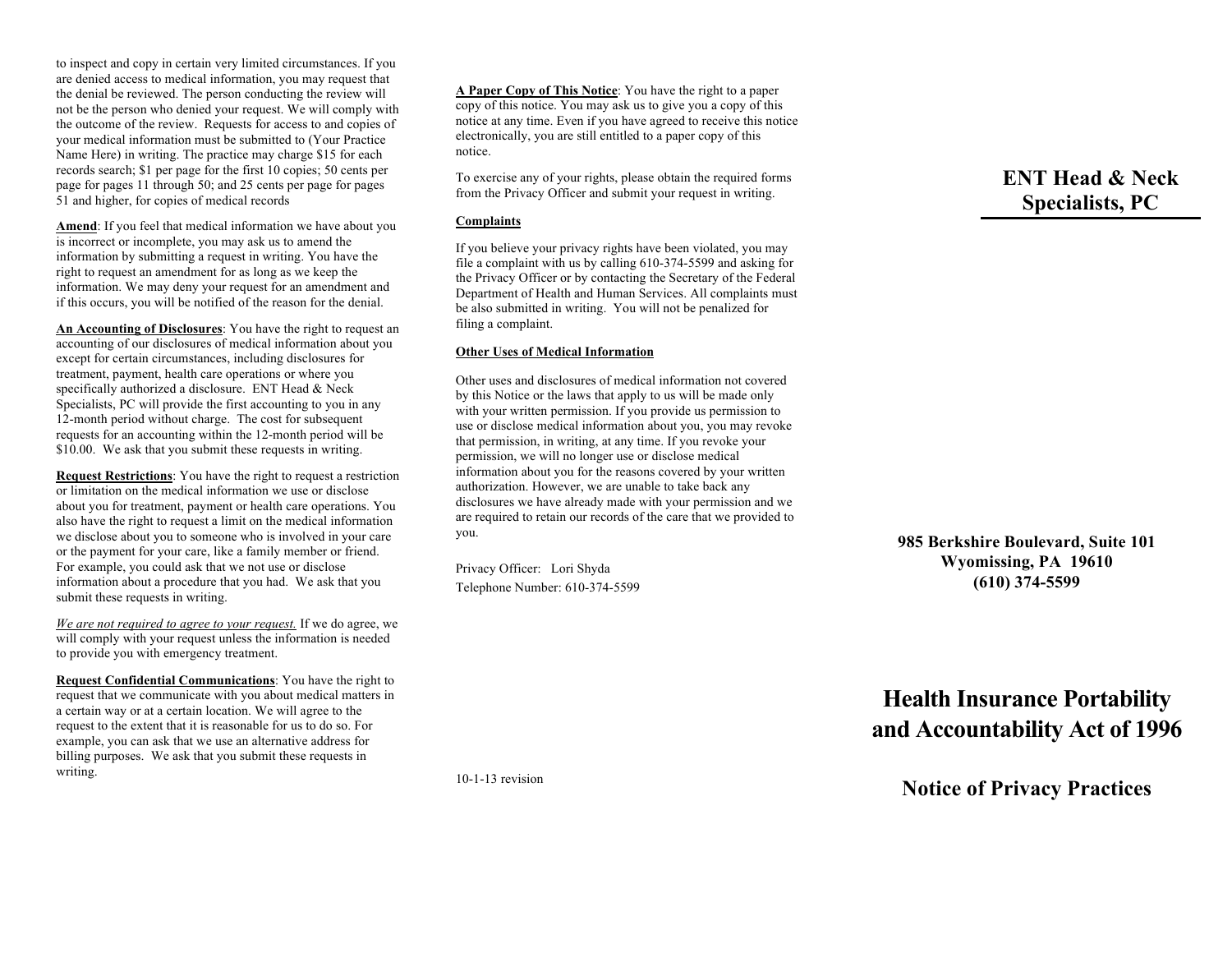to inspect and copy in certain very limited circumstances. If you are denied access to medical information, you may request that the denial be reviewed. The person conducting the review will not be the person who denied your request. We will comply with the outcome of the review. Requests for access to and copies of your medical information must be submitted to (Your Practice Name Here) in writing. The practice may charge $15 for each records search; $1 per page for the first 10 copies; 50 cents per page for pages 11 through 50; and 25 cents per page for pages 51 and higher, for copies of medical records

**Amend**: If you feel that medical information we have about you is incorrect or incomplete, you may ask us to amend the information by submitting a request in writing. You have the right to request an amendment for as long as we keep the information. We may deny your request for an amendment and if this occurs, you will be notified of the reason for the denial.

**An Accounting of Disclosures**: You have the right to request an accounting of our disclosures of medical information about you except for certain circumstances, including disclosures for treatment, payment, health care operations or where you specifically authorized a disclosure. ENT Head & Neck Specialists, PC will provide the first accounting to you in any 12-month period without charge. The cost for subsequent requests for an accounting within the 12-month period will be $10.00. We ask that you submit these requests in writing.

**Request Restrictions**: You have the right to request a restriction or limitation on the medical information we use or disclose about you for treatment, payment or health care operations. You also have the right to request a limit on the medical information we disclose about you to someone who is involved in your care or the payment for your care, like a family member or friend. For example, you could ask that we not use or disclose information about a procedure that you had. We ask that you submit these requests in writing.

*We are not required to agree to your request.* If we do agree, we will comply with your request unless the information is needed to provide you with emergency treatment.

**Request Confidential Communications**: You have the right to request that we communicate with you about medical matters in a certain way or at a certain location. We will agree to the request to the extent that it is reasonable for us to do so. For example, you can ask that we use an alternative address for billing purposes. We ask that you submit these requests in writing.

**A Paper Copy of This Notice**: You have the right to a paper copy of this notice. You may ask us to give you a copy of this notice at any time. Even if you have agreed to receive this notice electronically, you are still entitled to a paper copy of this notice.

To exercise any of your rights, please obtain the required forms from the Privacy Officer and submit your request in writing.

**Complaints**

If you believe your privacy rights have been violated, you may file a complaint with us by calling 610-374-5599 and asking for the Privacy Officer or by contacting the Secretary of the Federal Department of Health and Human Services. All complaints must be also submitted in writing. You will not be penalized for filing a complaint.

**Other Uses of Medical Information**

Other uses and disclosures of medical information not covered by this Notice or the laws that apply to us will be made only with your written permission. If you provide us permission to use or disclose medical information about you, you may revoke that permission, in writing, at any time. If you revoke your permission, we will no longer use or disclose medical information about you for the reasons covered by your written authorization. However, we are unable to take back any disclosures we have already made with your permission and we are required to retain our records of the care that we provided to you.

Privacy Officer: Lori Shyda

Telephone Number: 610-374-5599

10-1-13 revision

# ENT Head & Neck Specialists, PC

**985 Berkshire Boulevard, Suite 101**
**Wyomissing, PA 19610**
**(610) 374-5599**

# Health Insurance Portability and Accountability Act of 1996

## Notice of Privacy Practices